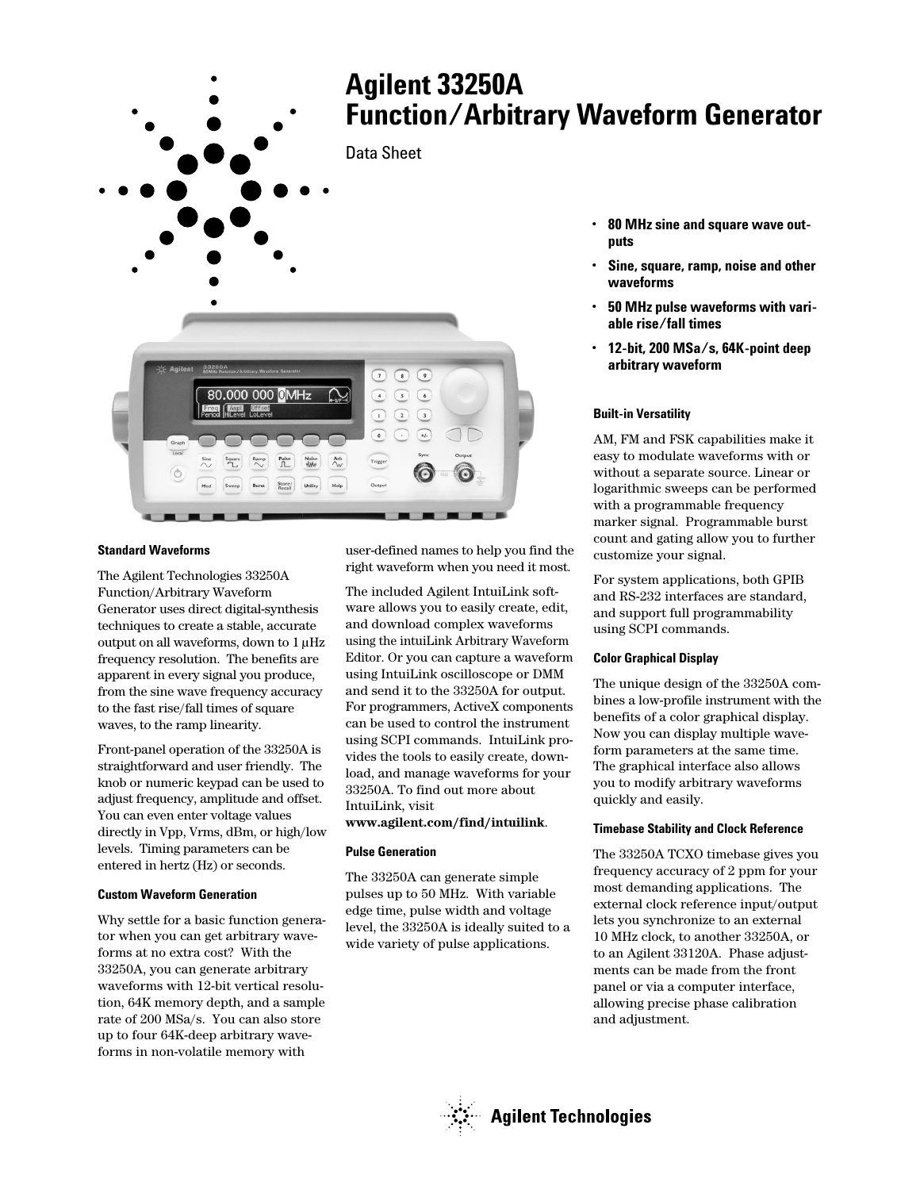# Agilent 33250A Function/Arbitrary Waveform Generator

Data Sheet

- **80 MHz sine and square wave outputs**
- **Sine, square, ramp, noise and other waveforms**
- **50 MHz pulse waveforms with variable rise/fall times**
- **12-bit, 200 MSa/s, 64K-point deep arbitrary waveform**

### Standard Waveforms

The Agilent Technologies 33250A Function/Arbitrary Waveform Generator uses direct digital-synthesis techniques to create a stable, accurate output on all waveforms, down to 1 µHz frequency resolution. The benefits are apparent in every signal you produce, from the sine wave frequency accuracy to the fast rise/fall times of square waves, to the ramp linearity.

Front-panel operation of the 33250A is straightforward and user friendly. The knob or numeric keypad can be used to adjust frequency, amplitude and offset. You can even enter voltage values directly in Vpp, Vrms, dBm, or high/low levels. Timing parameters can be entered in hertz (Hz) or seconds.

### Custom Waveform Generation

Why settle for a basic function generator when you can get arbitrary waveforms at no extra cost? With the 33250A, you can generate arbitrary waveforms with 12-bit vertical resolution, 64K memory depth, and a sample rate of 200 MSa/s. You can also store up to four 64K-deep arbitrary waveforms in non-volatile memory with user-defined names to help you find the right waveform when you need it most.

The included Agilent IntuiLink software allows you to easily create, edit, and download complex waveforms using the intuiLink Arbitrary Waveform Editor. Or you can capture a waveform using IntuiLink oscilloscope or DMM and send it to the 33250A for output. For programmers, ActiveX components can be used to control the instrument using SCPI commands. IntuiLink provides the tools to easily create, download, and manage waveforms for your 33250A. To find out more about IntuiLink, visit **www.agilent.com/find/intuilink**.

### Pulse Generation

The 33250A can generate simple pulses up to 50 MHz. With variable edge time, pulse width and voltage level, the 33250A is ideally suited to a wide variety of pulse applications.

### Built-in Versatility

AM, FM and FSK capabilities make it easy to modulate waveforms with or without a separate source. Linear or logarithmic sweeps can be performed with a programmable frequency marker signal. Programmable burst count and gating allow you to further customize your signal.

For system applications, both GPIB and RS-232 interfaces are standard, and support full programmability using SCPI commands.

### Color Graphical Display

The unique design of the 33250A combines a low-profile instrument with the benefits of a color graphical display. Now you can display multiple waveform parameters at the same time. The graphical interface also allows you to modify arbitrary waveforms quickly and easily.

### Timebase Stability and Clock Reference

The 33250A TCXO timebase gives you frequency accuracy of 2 ppm for your most demanding applications. The external clock reference input/output lets you synchronize to an external 10 MHz clock, to another 33250A, or to an Agilent 33120A. Phase adjustments can be made from the front panel or via a computer interface, allowing precise phase calibration and adjustment.

Agilent Technologies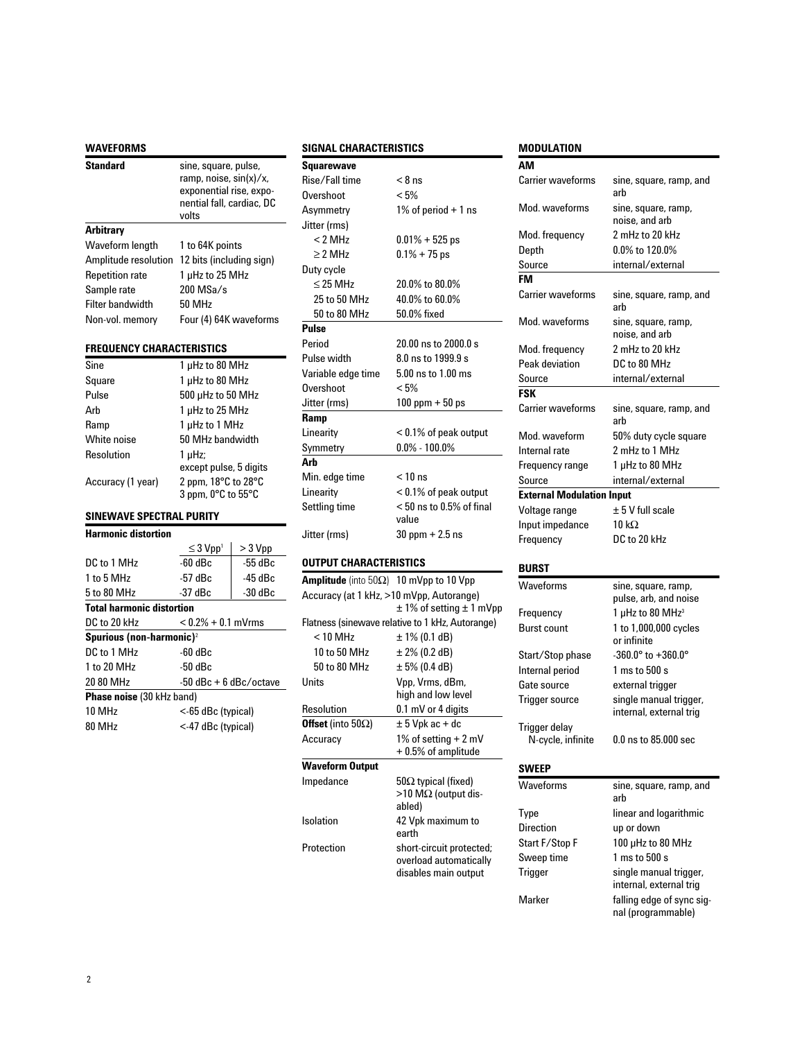## WAVEFORMS

| Standard | sine, square, pulse, ramp, noise, sin(x)/x, exponential rise, exponential fall, cardiac, DC volts |
|---|---|

**Arbitrary**

| | |
|---|---|
| Waveform length | 1 to 64K points |
| Amplitude resolution | 12 bits (including sign) |
| Repetition rate | 1 µHz to 25 MHz |
| Sample rate | 200 MSa/s |
| Filter bandwidth | 50 MHz |
| Non-vol. memory | Four (4) 64K waveforms |

## FREQUENCY CHARACTERISTICS

| | |
|---|---|
| Sine | 1 µHz to 80 MHz |
| Square | 1 µHz to 80 MHz |
| Pulse | 500 µHz to 50 MHz |
| Arb | 1 µHz to 25 MHz |
| Ramp | 1 µHz to 1 MHz |
| White noise | 50 MHz bandwidth |
| Resolution | 1 µHz; except pulse, 5 digits |
| Accuracy (1 year) | 2 ppm, 18°C to 28°C<br>3 ppm, 0°C to 55°C |

## SINEWAVE SPECTRAL PURITY

**Harmonic distortion**

| | ≤ 3 Vpp[1] | > 3 Vpp |
|---|---|---|
| DC to 1 MHz | -60 dBc | -55 dBc |
| 1 to 5 MHz | -57 dBc | -45 dBc |
| 5 to 80 MHz | -37 dBc | -30 dBc |

**Total harmonic distortion**

| | |
|---|---|
| DC to 20 kHz | < 0.2% + 0.1 mVrms |

**Spurious (non-harmonic)**[2]

| | |
|---|---|
| DC to 1 MHz | -60 dBc |
| 1 to 20 MHz | -50 dBc |
| 20 80 MHz | -50 dBc + 6 dBc/octave |

**Phase noise** (30 kHz band)

| | |
|---|---|
| 10 MHz | <-65 dBc (typical) |
| 80 MHz | <-47 dBc (typical) |

## SIGNAL CHARACTERISTICS

**Squarewave**

| | |
|---|---|
| Rise/Fall time | < 8 ns |
| Overshoot | < 5% |
| Asymmetry | 1% of period + 1 ns |
| Jitter (rms) | |
| < 2 MHz | 0.01% + 525 ps |
| ≥ 2 MHz | 0.1% + 75 ps |
| Duty cycle | |
| ≤ 25 MHz | 20.0% to 80.0% |
| 25 to 50 MHz | 40.0% to 60.0% |
| 50 to 80 MHz | 50.0% fixed |

**Pulse**

| | |
|---|---|
| Period | 20.00 ns to 2000.0 s |
| Pulse width | 8.0 ns to 1999.9 s |
| Variable edge time | 5.00 ns to 1.00 ms |
| Overshoot | < 5% |
| Jitter (rms) | 100 ppm + 50 ps |

**Ramp**

| | |
|---|---|
| Linearity | < 0.1% of peak output |
| Symmetry | 0.0% - 100.0% |

**Arb**

| | |
|---|---|
| Min. edge time | < 10 ns |
| Linearity | < 0.1% of peak output |
| Settling time | < 50 ns to 0.5% of final value |
| Jitter (rms) | 30 ppm + 2.5 ns |

## OUTPUT CHARACTERISTICS

| | |
|---|---|
| **Amplitude** (into 50Ω) | 10 mVpp to 10 Vpp |
| Accuracy (at 1 kHz, >10 mVpp, Autorange) | ± 1% of setting ± 1 mVpp |
| Flatness (sinewave relative to 1 kHz, Autorange) | |
| < 10 MHz | ± 1% (0.1 dB) |
| 10 to 50 MHz | ± 2% (0.2 dB) |
| 50 to 80 MHz | ± 5% (0.4 dB) |
| Units | Vpp, Vrms, dBm, high and low level |
| Resolution | 0.1 mV or 4 digits |
| **Offset** (into 50Ω) | ± 5 Vpk ac + dc |
| Accuracy | 1% of setting + 2 mV + 0.5% of amplitude |

**Waveform Output**

| | |
|---|---|
| Impedance | 50Ω typical (fixed)<br>>10 MΩ (output disabled) |
| Isolation | 42 Vpk maximum to earth |
| Protection | short-circuit protected; overload automatically disables main output |

## MODULATION

**AM**

| | |
|---|---|
| Carrier waveforms | sine, square, ramp, and arb |
| Mod. waveforms | sine, square, ramp, noise, and arb |
| Mod. frequency | 2 mHz to 20 kHz |
| Depth | 0.0% to 120.0% |
| Source | internal/external |

**FM**

| | |
|---|---|
| Carrier waveforms | sine, square, ramp, and arb |
| Mod. waveforms | sine, square, ramp, noise, and arb |
| Mod. frequency | 2 mHz to 20 kHz |
| Peak deviation | DC to 80 MHz |
| Source | internal/external |

**FSK**

| | |
|---|---|
| Carrier waveforms | sine, square, ramp, and arb |
| Mod. waveform | 50% duty cycle square |
| Internal rate | 2 mHz to 1 MHz |
| Frequency range | 1 µHz to 80 MHz |
| Source | internal/external |

**External Modulation Input**

| | |
|---|---|
| Voltage range | ± 5 V full scale |
| Input impedance | 10 kΩ |
| Frequency | DC to 20 kHz |

## BURST

| | |
|---|---|
| Waveforms | sine, square, ramp, pulse, arb, and noise |
| Frequency | 1 µHz to 80 MHz[3] |
| Burst count | 1 to 1,000,000 cycles or infinite |
| Start/Stop phase | -360.0° to +360.0° |
| Internal period | 1 ms to 500 s |
| Gate source | external trigger |
| Trigger source | single manual trigger, internal, external trig |
| Trigger delay<br>N-cycle, infinite | 0.0 ns to 85.000 sec |

## SWEEP

| | |
|---|---|
| Waveforms | sine, square, ramp, and arb |
| Type | linear and logarithmic |
| Direction | up or down |
| Start F/Stop F | 100 µHz to 80 MHz |
| Sweep time | 1 ms to 500 s |
| Trigger | single manual trigger, internal, external trig |
| Marker | falling edge of sync signal (programmable) |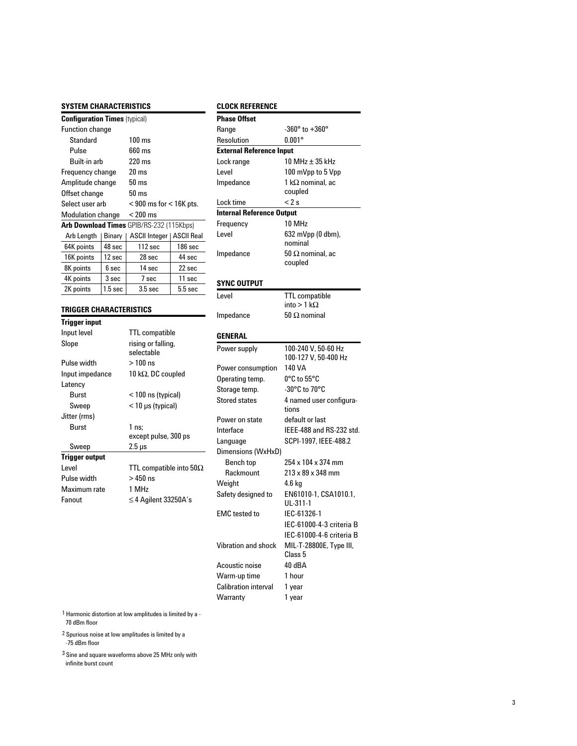## SYSTEM CHARACTERISTICS

**Configuration Times** (typical)

| | |
|---|---|
| Function change | |
| Standard | 100 ms |
| Pulse | 660 ms |
| Built-in arb | 220 ms |
| Frequency change | 20 ms |
| Amplitude change | 50 ms |
| Offset change | 50 ms |
| Select user arb | < 900 ms for < 16K pts. |
| Modulation change | < 200 ms |

**Arb Download Times** GPIB/RS-232 (115Kbps)

| Arb Length | Binary | ASCII Integer | ASCII Real |
|---|---|---|---|
| 64K points | 48 sec | 112 sec | 186 sec |
| 16K points | 12 sec | 28 sec | 44 sec |
| 8K points | 6 sec | 14 sec | 22 sec |
| 4K points | 3 sec | 7 sec | 11 sec |
| 2K points | 1.5 sec | 3.5 sec | 5.5 sec |

## TRIGGER CHARACTERISTICS

**Trigger input**

| | |
|---|---|
| Input level | TTL compatible |
| Slope | rising or falling, selectable |
| Pulse width | > 100 ns |
| Input impedance | 10 kΩ, DC coupled |
| Latency | |
| Burst | < 100 ns (typical) |
| Sweep | < 10 μs (typical) |
| Jitter (rms) | |
| Burst | 1 ns; except pulse, 300 ps |
| Sweep | 2.5 μs |

**Trigger output**

| | |
|---|---|
| Level | TTL compatible into 50Ω |
| Pulse width | > 450 ns |
| Maximum rate | 1 MHz |
| Fanout | ≤ 4 Agilent 33250A's |

## CLOCK REFERENCE

**Phase Offset**

| | |
|---|---|
| Range | -360° to +360° |
| Resolution | 0.001° |

**External Reference Input**

| | |
|---|---|
| Lock range | 10 MHz ± 35 kHz |
| Level | 100 mVpp to 5 Vpp |
| Impedance | 1 kΩ nominal, ac coupled |
| Lock time | < 2 s |

**Internal Reference Output**

| | |
|---|---|
| Frequency | 10 MHz |
| Level | 632 mVpp (0 dbm), nominal |
| Impedance | 50 Ω nominal, ac coupled |

## SYNC OUTPUT

| | |
|---|---|
| Level | TTL compatible into > 1 kΩ |
| Impedance | 50 Ω nominal |

## GENERAL

| | |
|---|---|
| Power supply | 100-240 V, 50-60 Hz<br>100-127 V, 50-400 Hz |
| Power consumption | 140 VA |
| Operating temp. | 0°C to 55°C |
| Storage temp. | -30°C to 70°C |
| Stored states | 4 named user configurations |
| Power on state | default or last |
| Interface | IEEE-488 and RS-232 std. |
| Language | SCPI-1997, IEEE-488.2 |
| Dimensions (WxHxD) | |
| Bench top | 254 x 104 x 374 mm |
| Rackmount | 213 x 89 x 348 mm |
| Weight | 4.6 kg |
| Safety designed to | EN61010-1, CSA1010.1, UL-311-1 |
| EMC tested to | IEC-61326-1<br>IEC-61000-4-3 criteria B<br>IEC-61000-4-6 criteria B |
| Vibration and shock | MIL-T-28800E, Type III, Class 5 |
| Acoustic noise | 40 dBA |
| Warm-up time | 1 hour |
| Calibration interval | 1 year |
| Warranty | 1 year |

[1] Harmonic distortion at low amplitudes is limited by a -70 dBm floor

[2] Spurious noise at low amplitudes is limited by a -75 dBm floor

[3] Sine and square waveforms above 25 MHz only with infinite burst count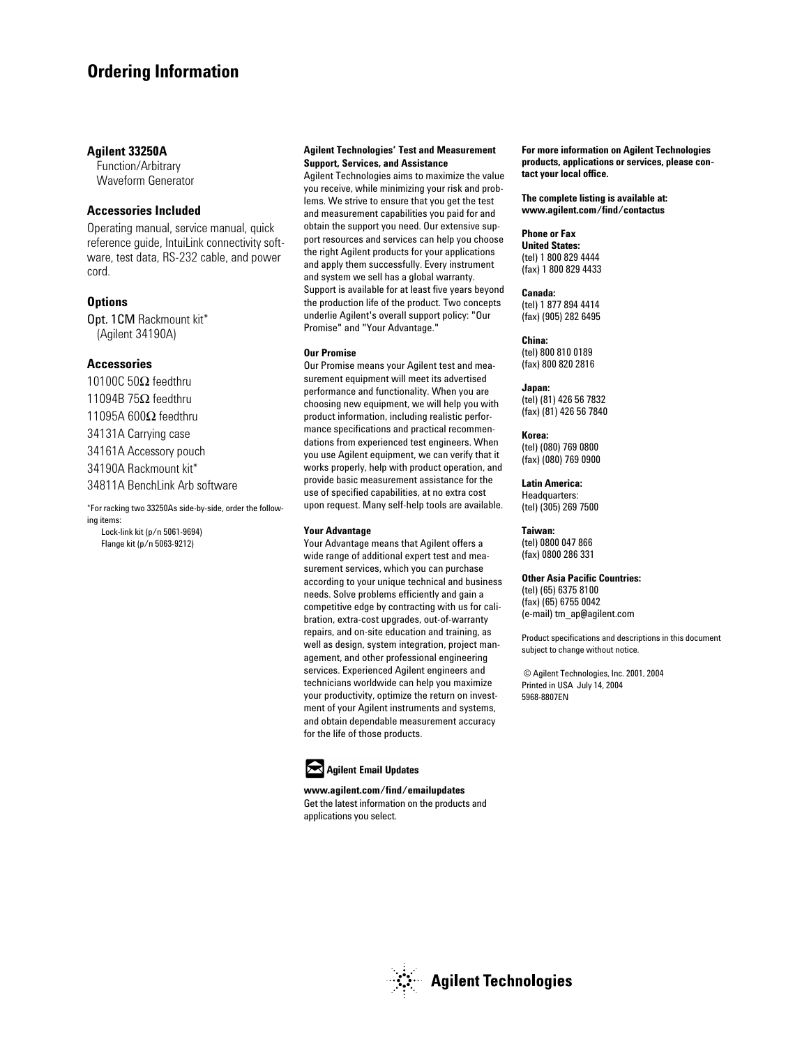# Ordering Information

### Agilent 33250A

Function/Arbitrary
Waveform Generator

### Accessories Included

Operating manual, service manual, quick reference guide, IntuiLink connectivity software, test data, RS-232 cable, and power cord.

### Options

Opt. 1CM Rackmount kit*
(Agilent 34190A)

### Accessories

10100C 50Ω feedthru
11094B 75Ω feedthru
11095A 600Ω feedthru
34131A Carrying case
34161A Accessory pouch
34190A Rackmount kit*
34811A BenchLink Arb software

*For racking two 33250As side-by-side, order the following items:
Lock-link kit (p/n 5061-9694)
Flange kit (p/n 5063-9212)

**Agilent Technologies' Test and Measurement Support, Services, and Assistance**

Agilent Technologies aims to maximize the value you receive, while minimizing your risk and problems. We strive to ensure that you get the test and measurement capabilities you paid for and obtain the support you need. Our extensive support resources and services can help you choose the right Agilent products for your applications and apply them successfully. Every instrument and system we sell has a global warranty. Support is available for at least five years beyond the production life of the product. Two concepts underlie Agilent's overall support policy: "Our Promise" and "Your Advantage."

**Our Promise**

Our Promise means your Agilent test and measurement equipment will meet its advertised performance and functionality. When you are choosing new equipment, we will help you with product information, including realistic performance specifications and practical recommendations from experienced test engineers. When you use Agilent equipment, we can verify that it works properly, help with product operation, and provide basic measurement assistance for the use of specified capabilities, at no extra cost upon request. Many self-help tools are available.

**Your Advantage**

Your Advantage means that Agilent offers a wide range of additional expert test and measurement services, which you can purchase according to your unique technical and business needs. Solve problems efficiently and gain a competitive edge by contracting with us for calibration, extra-cost upgrades, out-of-warranty repairs, and on-site education and training, as well as design, system integration, project management, and other professional engineering services. Experienced Agilent engineers and technicians worldwide can help you maximize your productivity, optimize the return on investment of your Agilent instruments and systems, and obtain dependable measurement accuracy for the life of those products.

**Agilent Email Updates**

**www.agilent.com/find/emailupdates**
Get the latest information on the products and applications you select.

**For more information on Agilent Technologies products, applications or services, please contact your local office.**

**The complete listing is available at:**
**www.agilent.com/find/contactus**

**Phone or Fax**

**United States:**
(tel) 1 800 829 4444
(fax) 1 800 829 4433

**Canada:**
(tel) 1 877 894 4414
(fax) (905) 282 6495

**China:**
(tel) 800 810 0189
(fax) 800 820 2816

**Japan:**
(tel) (81) 426 56 7832
(fax) (81) 426 56 7840

**Korea:**
(tel) (080) 769 0800
(fax) (080) 769 0900

**Latin America:**
Headquarters:
(tel) (305) 269 7500

**Taiwan:**
(tel) 0800 047 866
(fax) 0800 286 331

**Other Asia Pacific Countries:**
(tel) (65) 6375 8100
(fax) (65) 6755 0042
(e-mail) tm_ap@agilent.com

Product specifications and descriptions in this document subject to change without notice.

© Agilent Technologies, Inc. 2001, 2004
Printed in USA July 14, 2004
5968-8807EN

Agilent Technologies